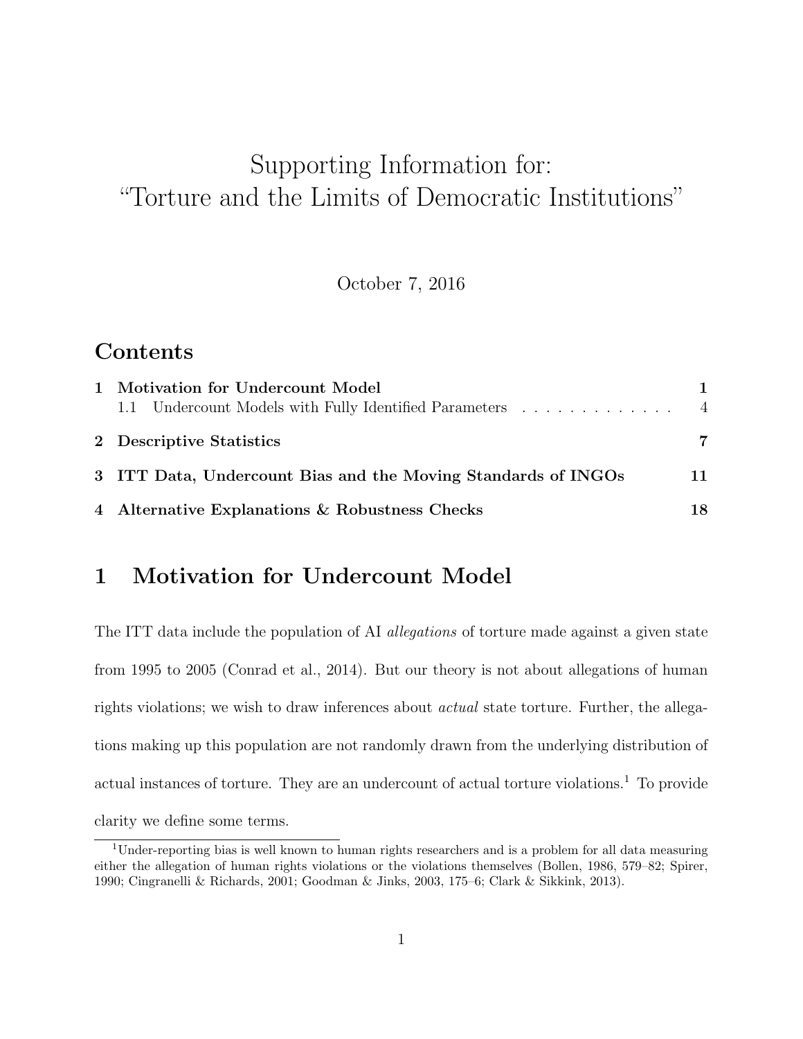# Supporting Information for: "Torture and the Limits of Democratic Institutions"

October 7, 2016

## Contents

| | | |
|---|---|---|
| **1 Motivation for Undercount Model** | | **1** |
| | 1.1 Undercount Models with Fully Identified Parameters | 4 |
| **2 Descriptive Statistics** | | **7** |
| **3 ITT Data, Undercount Bias and the Moving Standards of INGOs** | | **11** |
| **4 Alternative Explanations & Robustness Checks** | | **18** |

## 1 Motivation for Undercount Model

The ITT data include the population of AI *allegations* of torture made against a given state from 1995 to 2005 (Conrad et al., 2014). But our theory is not about allegations of human rights violations; we wish to draw inferences about *actual* state torture. Further, the allegations making up this population are not randomly drawn from the underlying distribution of actual instances of torture. They are an undercount of actual torture violations.[1] To provide clarity we define some terms.

[1] Under-reporting bias is well known to human rights researchers and is a problem for all data measuring either the allegation of human rights violations or the violations themselves (Bollen, 1986, 579–82; Spirer, 1990; Cingranelli & Richards, 2001; Goodman & Jinks, 2003, 175–6; Clark & Sikkink, 2013).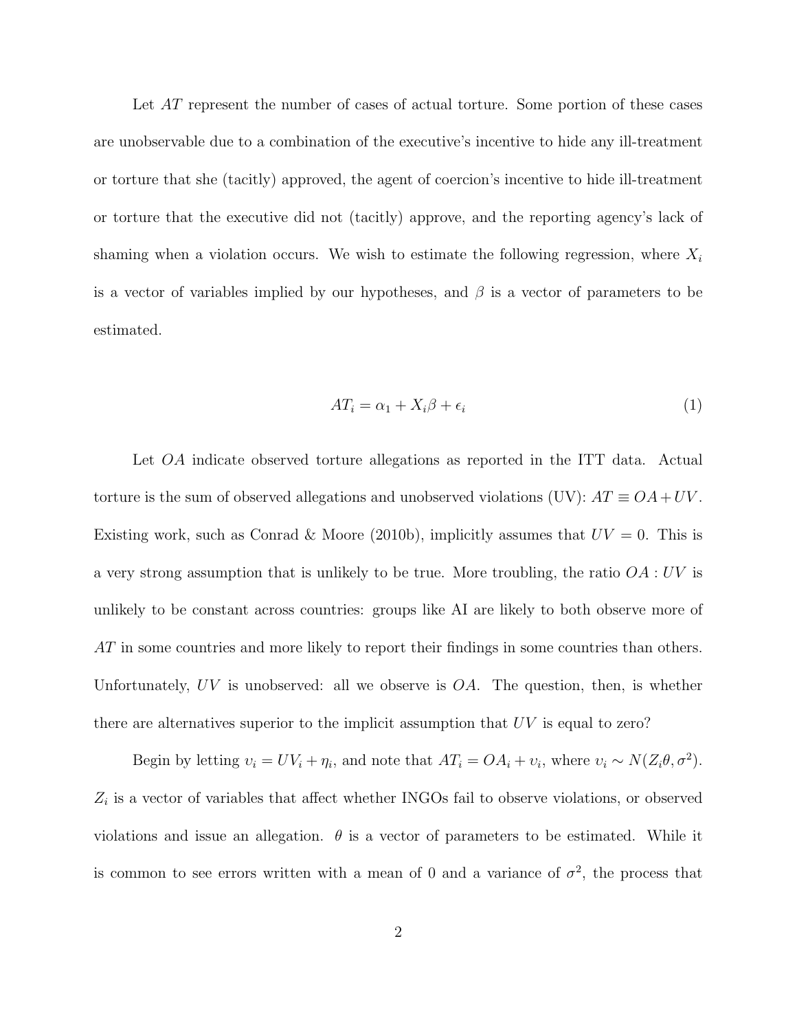Let $AT$ represent the number of cases of actual torture. Some portion of these cases are unobservable due to a combination of the executive's incentive to hide any ill-treatment or torture that she (tacitly) approved, the agent of coercion's incentive to hide ill-treatment or torture that the executive did not (tacitly) approve, and the reporting agency's lack of shaming when a violation occurs. We wish to estimate the following regression, where $X_i$ is a vector of variables implied by our hypotheses, and $\beta$ is a vector of parameters to be estimated.

$$AT_i = \alpha_1 + X_i\beta + \epsilon_i \tag{1}$$

Let $OA$ indicate observed torture allegations as reported in the ITT data. Actual torture is the sum of observed allegations and unobserved violations (UV): $AT \equiv OA + UV$. Existing work, such as Conrad & Moore (2010b), implicitly assumes that $UV = 0$. This is a very strong assumption that is unlikely to be true. More troubling, the ratio $OA : UV$ is unlikely to be constant across countries: groups like AI are likely to both observe more of $AT$ in some countries and more likely to report their findings in some countries than others. Unfortunately, $UV$ is unobserved: all we observe is $OA$. The question, then, is whether there are alternatives superior to the implicit assumption that $UV$ is equal to zero?

Begin by letting $\upsilon_i = UV_i + \eta_i$, and note that $AT_i = OA_i + \upsilon_i$, where $\upsilon_i \sim N(Z_i\theta, \sigma^2)$. $Z_i$ is a vector of variables that affect whether INGOs fail to observe violations, or observed violations and issue an allegation. $\theta$ is a vector of parameters to be estimated. While it is common to see errors written with a mean of 0 and a variance of $\sigma^2$, the process that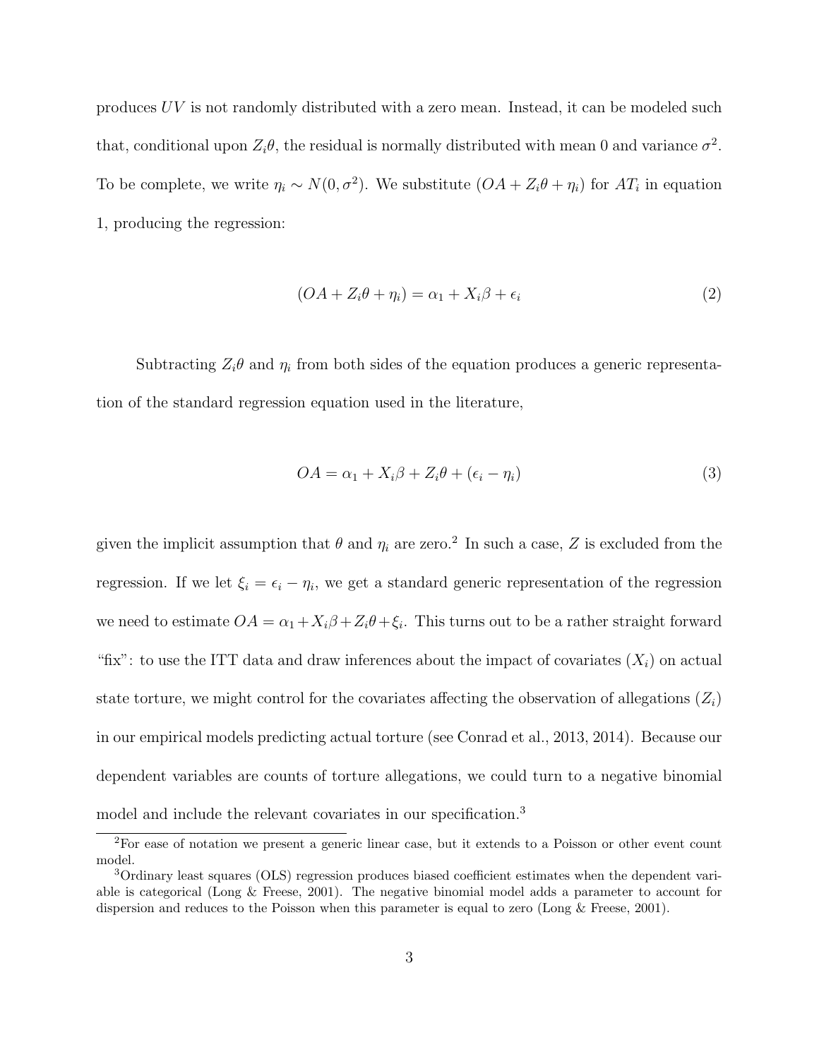produces $UV$ is not randomly distributed with a zero mean. Instead, it can be modeled such that, conditional upon $Z_i\theta$, the residual is normally distributed with mean 0 and variance $\sigma^2$. To be complete, we write $\eta_i \sim N(0, \sigma^2)$. We substitute $(OA + Z_i\theta + \eta_i)$ for $AT_i$ in equation 1, producing the regression:

$$(OA + Z_i\theta + \eta_i) = \alpha_1 + X_i\beta + \epsilon_i \tag{2}$$

Subtracting $Z_i\theta$ and $\eta_i$ from both sides of the equation produces a generic representation of the standard regression equation used in the literature,

$$OA = \alpha_1 + X_i\beta + Z_i\theta + (\epsilon_i - \eta_i) \tag{3}$$

given the implicit assumption that $\theta$ and $\eta_i$ are zero.[2] In such a case, $Z$ is excluded from the regression. If we let $\xi_i = \epsilon_i - \eta_i$, we get a standard generic representation of the regression we need to estimate $OA = \alpha_1 + X_i\beta + Z_i\theta + \xi_i$. This turns out to be a rather straight forward "fix": to use the ITT data and draw inferences about the impact of covariates ($X_i$) on actual state torture, we might control for the covariates affecting the observation of allegations ($Z_i$) in our empirical models predicting actual torture (see Conrad et al., 2013, 2014). Because our dependent variables are counts of torture allegations, we could turn to a negative binomial model and include the relevant covariates in our specification.[3]

[2] For ease of notation we present a generic linear case, but it extends to a Poisson or other event count model.

[3] Ordinary least squares (OLS) regression produces biased coefficient estimates when the dependent variable is categorical (Long & Freese, 2001). The negative binomial model adds a parameter to account for dispersion and reduces to the Poisson when this parameter is equal to zero (Long & Freese, 2001).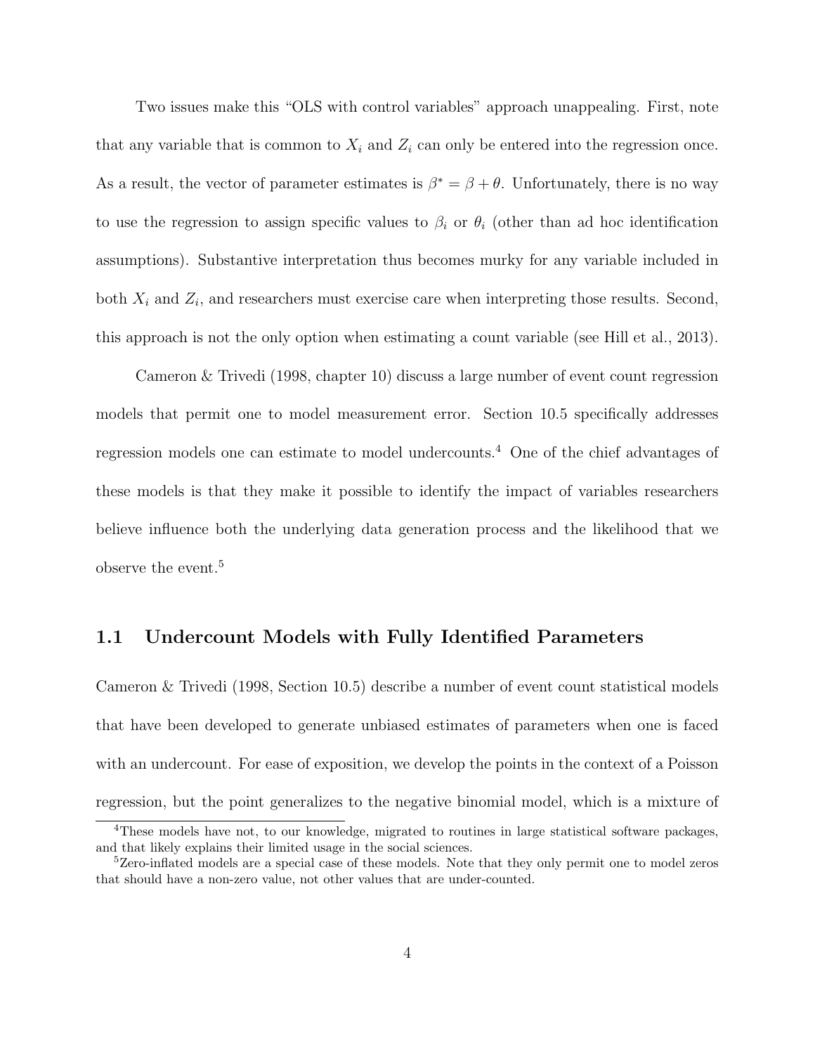Two issues make this "OLS with control variables" approach unappealing. First, note that any variable that is common to $X_i$ and $Z_i$ can only be entered into the regression once. As a result, the vector of parameter estimates is $\beta^* = \beta + \theta$. Unfortunately, there is no way to use the regression to assign specific values to $\beta_i$ or $\theta_i$ (other than ad hoc identification assumptions). Substantive interpretation thus becomes murky for any variable included in both $X_i$ and $Z_i$, and researchers must exercise care when interpreting those results. Second, this approach is not the only option when estimating a count variable (see Hill et al., 2013).

Cameron & Trivedi (1998, chapter 10) discuss a large number of event count regression models that permit one to model measurement error. Section 10.5 specifically addresses regression models one can estimate to model undercounts.[4] One of the chief advantages of these models is that they make it possible to identify the impact of variables researchers believe influence both the underlying data generation process and the likelihood that we observe the event.[5]

## 1.1 Undercount Models with Fully Identified Parameters

Cameron & Trivedi (1998, Section 10.5) describe a number of event count statistical models that have been developed to generate unbiased estimates of parameters when one is faced with an undercount. For ease of exposition, we develop the points in the context of a Poisson regression, but the point generalizes to the negative binomial model, which is a mixture of

[4] These models have not, to our knowledge, migrated to routines in large statistical software packages, and that likely explains their limited usage in the social sciences.

[5] Zero-inflated models are a special case of these models. Note that they only permit one to model zeros that should have a non-zero value, not other values that are under-counted.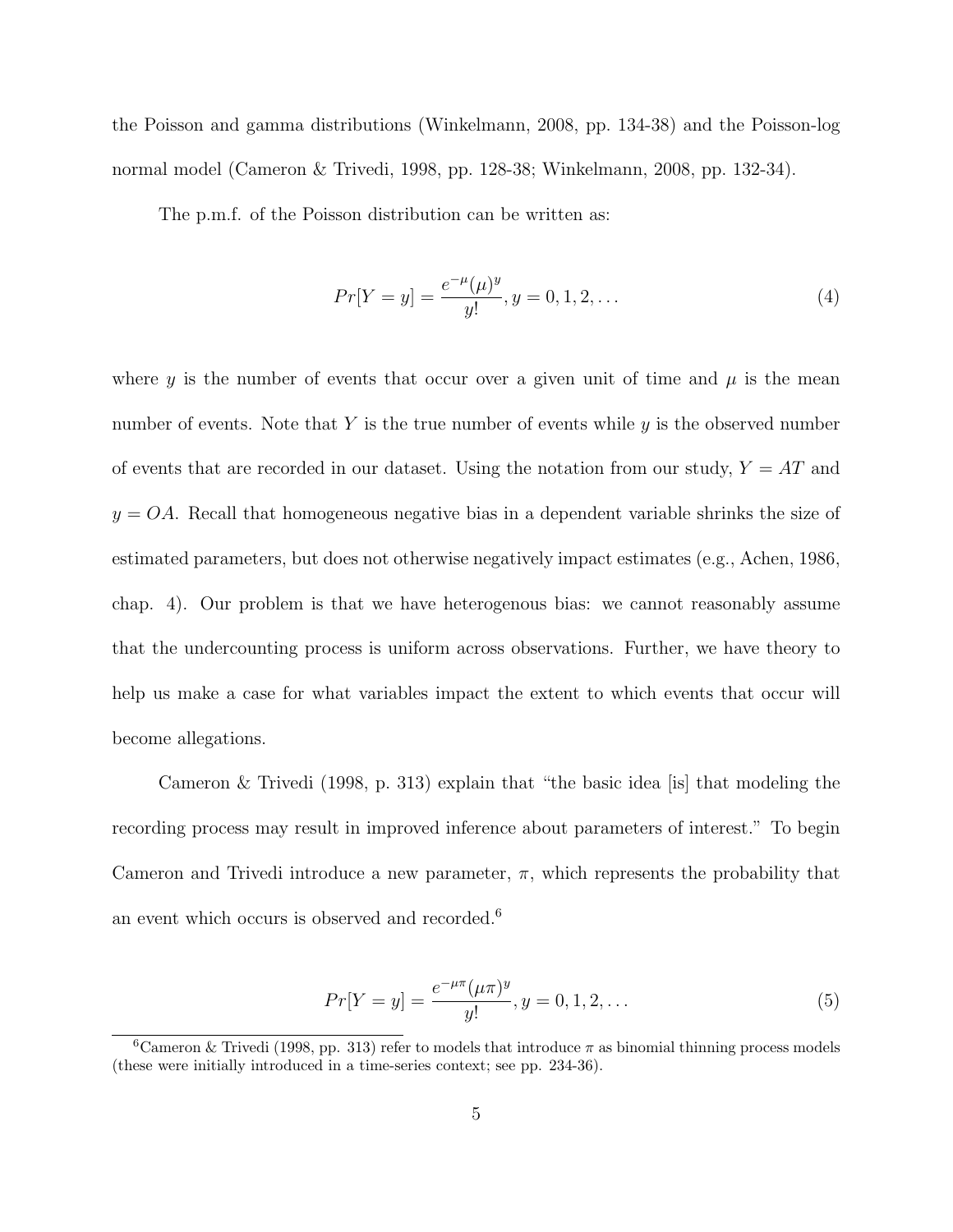the Poisson and gamma distributions (Winkelmann, 2008, pp. 134-38) and the Poisson-log normal model (Cameron & Trivedi, 1998, pp. 128-38; Winkelmann, 2008, pp. 132-34).

The p.m.f. of the Poisson distribution can be written as:

$$Pr[Y = y] = \frac{e^{-\mu}(\mu)^y}{y!}, y = 0, 1, 2, \ldots \tag{4}$$

where $y$ is the number of events that occur over a given unit of time and $\mu$ is the mean number of events. Note that $Y$ is the true number of events while $y$ is the observed number of events that are recorded in our dataset. Using the notation from our study, $Y = AT$ and $y = OA$. Recall that homogeneous negative bias in a dependent variable shrinks the size of estimated parameters, but does not otherwise negatively impact estimates (e.g., Achen, 1986, chap. 4). Our problem is that we have heterogenous bias: we cannot reasonably assume that the undercounting process is uniform across observations. Further, we have theory to help us make a case for what variables impact the extent to which events that occur will become allegations.

Cameron & Trivedi (1998, p. 313) explain that "the basic idea [is] that modeling the recording process may result in improved inference about parameters of interest." To begin Cameron and Trivedi introduce a new parameter, $\pi$, which represents the probability that an event which occurs is observed and recorded.[6]

$$Pr[Y = y] = \frac{e^{-\mu\pi}(\mu\pi)^y}{y!}, y = 0, 1, 2, \ldots \tag{5}$$

[6] Cameron & Trivedi (1998, pp. 313) refer to models that introduce $\pi$ as binomial thinning process models (these were initially introduced in a time-series context; see pp. 234-36).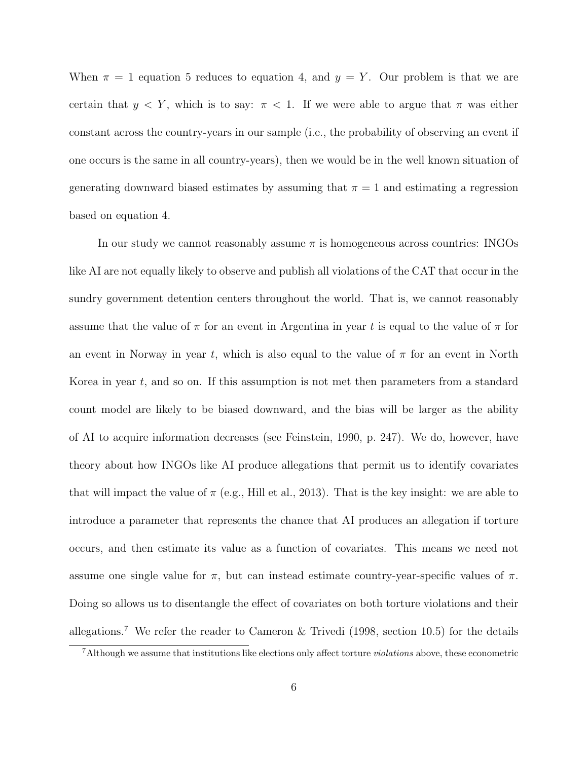When $\pi = 1$ equation 5 reduces to equation 4, and $y = Y$. Our problem is that we are certain that $y < Y$, which is to say: $\pi < 1$. If we were able to argue that $\pi$ was either constant across the country-years in our sample (i.e., the probability of observing an event if one occurs is the same in all country-years), then we would be in the well known situation of generating downward biased estimates by assuming that $\pi = 1$ and estimating a regression based on equation 4.

In our study we cannot reasonably assume $\pi$ is homogeneous across countries: INGOs like AI are not equally likely to observe and publish all violations of the CAT that occur in the sundry government detention centers throughout the world. That is, we cannot reasonably assume that the value of $\pi$ for an event in Argentina in year $t$ is equal to the value of $\pi$ for an event in Norway in year $t$, which is also equal to the value of $\pi$ for an event in North Korea in year $t$, and so on. If this assumption is not met then parameters from a standard count model are likely to be biased downward, and the bias will be larger as the ability of AI to acquire information decreases (see Feinstein, 1990, p. 247). We do, however, have theory about how INGOs like AI produce allegations that permit us to identify covariates that will impact the value of $\pi$ (e.g., Hill et al., 2013). That is the key insight: we are able to introduce a parameter that represents the chance that AI produces an allegation if torture occurs, and then estimate its value as a function of covariates. This means we need not assume one single value for $\pi$, but can instead estimate country-year-specific values of $\pi$. Doing so allows us to disentangle the effect of covariates on both torture violations and their allegations.[7] We refer the reader to Cameron & Trivedi (1998, section 10.5) for the details

[7]Although we assume that institutions like elections only affect torture *violations* above, these econometric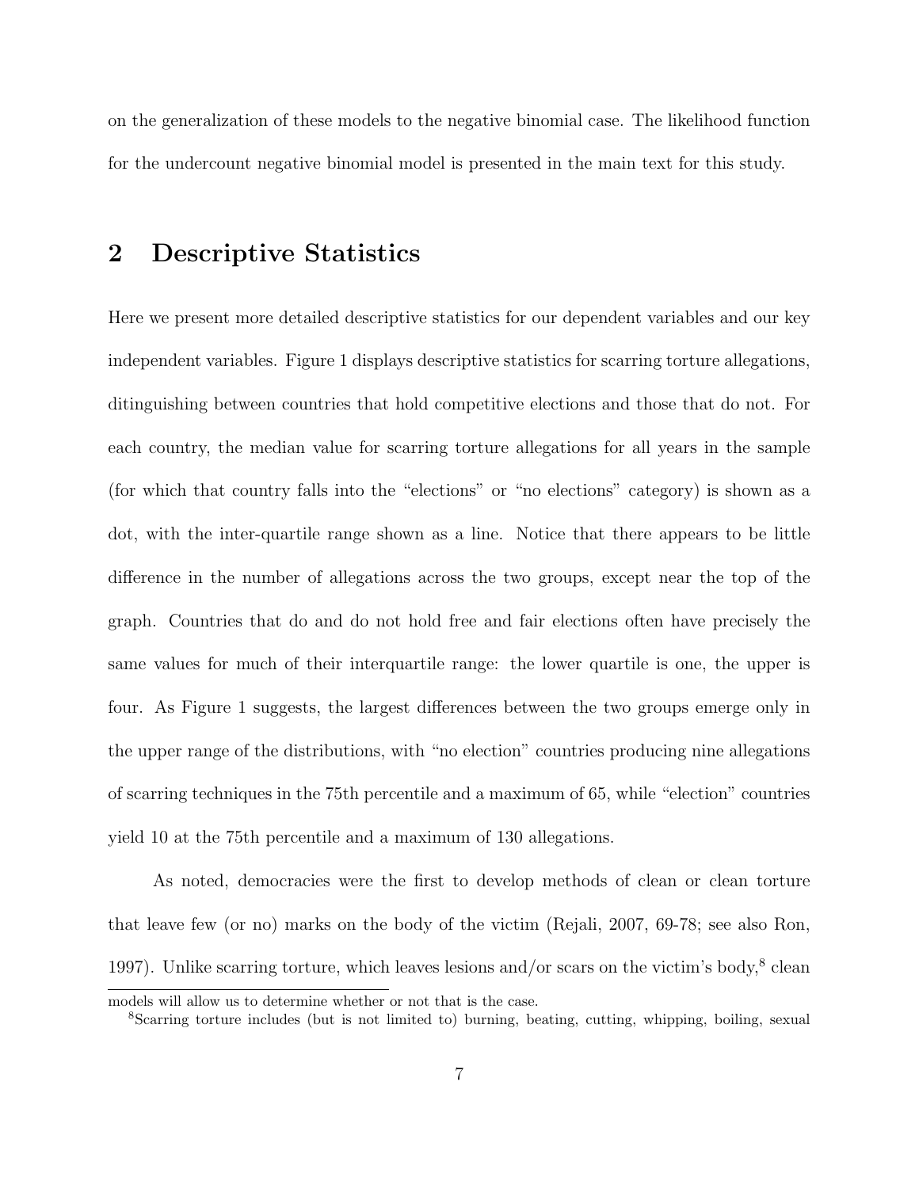on the generalization of these models to the negative binomial case. The likelihood function for the undercount negative binomial model is presented in the main text for this study.

## 2 Descriptive Statistics

Here we present more detailed descriptive statistics for our dependent variables and our key independent variables. Figure 1 displays descriptive statistics for scarring torture allegations, ditinguishing between countries that hold competitive elections and those that do not. For each country, the median value for scarring torture allegations for all years in the sample (for which that country falls into the "elections" or "no elections" category) is shown as a dot, with the inter-quartile range shown as a line. Notice that there appears to be little difference in the number of allegations across the two groups, except near the top of the graph. Countries that do and do not hold free and fair elections often have precisely the same values for much of their interquartile range: the lower quartile is one, the upper is four. As Figure 1 suggests, the largest differences between the two groups emerge only in the upper range of the distributions, with "no election" countries producing nine allegations of scarring techniques in the 75th percentile and a maximum of 65, while "election" countries yield 10 at the 75th percentile and a maximum of 130 allegations.

As noted, democracies were the first to develop methods of clean or clean torture that leave few (or no) marks on the body of the victim (Rejali, 2007, 69-78; see also Ron, 1997). Unlike scarring torture, which leaves lesions and/or scars on the victim's body,[8] clean

models will allow us to determine whether or not that is the case.

[8]Scarring torture includes (but is not limited to) burning, beating, cutting, whipping, boiling, sexual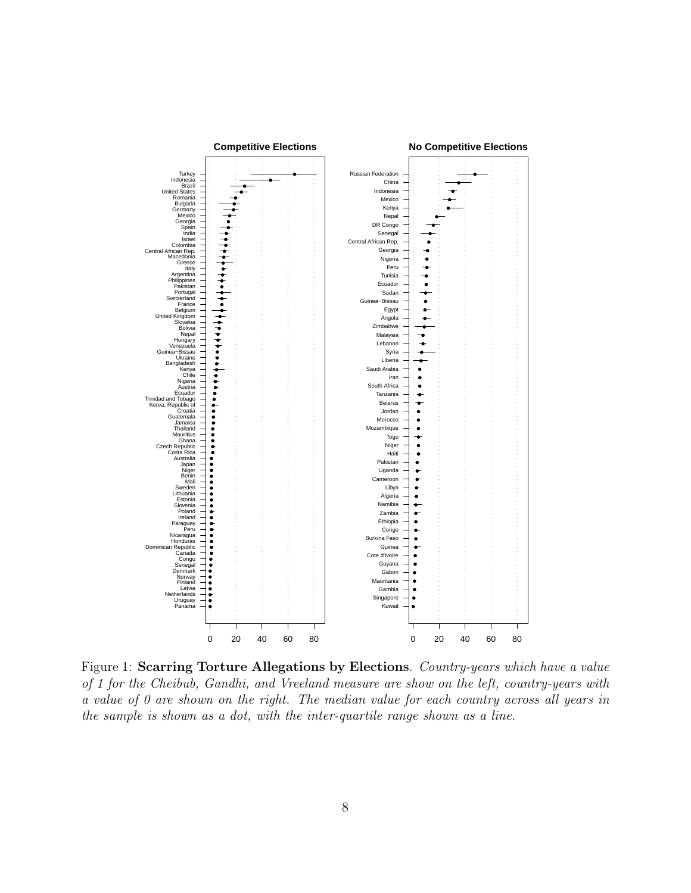Figure 1: **Scarring Torture Allegations by Elections**. *Country-years which have a value of 1 for the Cheibub, Gandhi, and Vreeland measure are show on the left, country-years with a value of 0 are shown on the right. The median value for each country across all years in the sample is shown as a dot, with the inter-quartile range shown as a line.*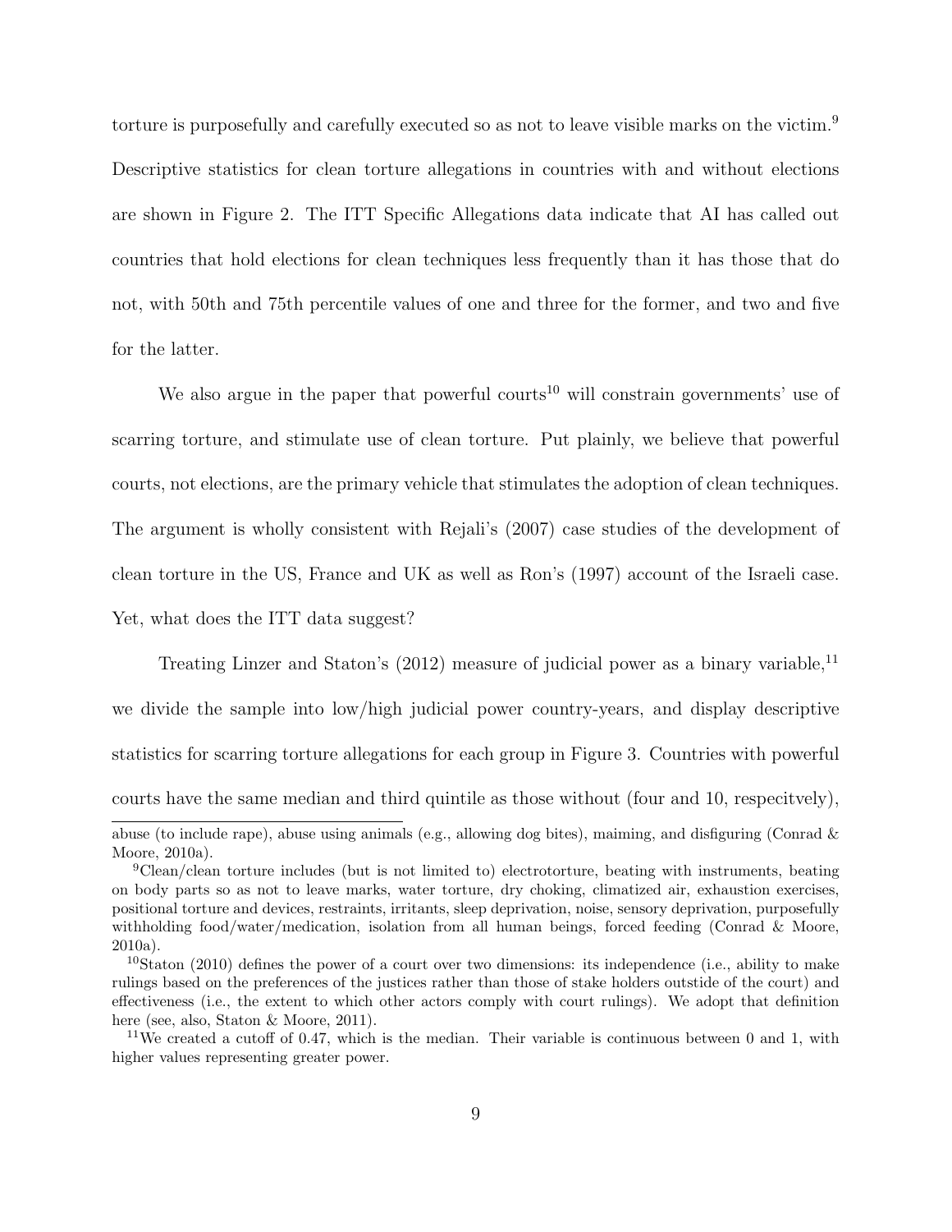torture is purposefully and carefully executed so as not to leave visible marks on the victim.[9] Descriptive statistics for clean torture allegations in countries with and without elections are shown in Figure 2. The ITT Specific Allegations data indicate that AI has called out countries that hold elections for clean techniques less frequently than it has those that do not, with 50th and 75th percentile values of one and three for the former, and two and five for the latter.

We also argue in the paper that powerful courts[10] will constrain governments' use of scarring torture, and stimulate use of clean torture. Put plainly, we believe that powerful courts, not elections, are the primary vehicle that stimulates the adoption of clean techniques. The argument is wholly consistent with Rejali's (2007) case studies of the development of clean torture in the US, France and UK as well as Ron's (1997) account of the Israeli case. Yet, what does the ITT data suggest?

Treating Linzer and Staton's (2012) measure of judicial power as a binary variable,[11] we divide the sample into low/high judicial power country-years, and display descriptive statistics for scarring torture allegations for each group in Figure 3. Countries with powerful courts have the same median and third quintile as those without (four and 10, respeictvely),

---

abuse (to include rape), abuse using animals (e.g., allowing dog bites), maiming, and disfiguring (Conrad & Moore, 2010a).

[9]Clean/clean torture includes (but is not limited to) electrotorture, beating with instruments, beating on body parts so as not to leave marks, water torture, dry choking, climatized air, exhaustion exercises, positional torture and devices, restraints, irritants, sleep deprivation, noise, sensory deprivation, purposefully withholding food/water/medication, isolation from all human beings, forced feeding (Conrad & Moore, 2010a).

[10]Staton (2010) defines the power of a court over two dimensions: its independence (i.e., ability to make rulings based on the preferences of the justices rather than those of stake holders outstide of the court) and effectiveness (i.e., the extent to which other actors comply with court rulings). We adopt that definition here (see, also, Staton & Moore, 2011).

[11]We created a cutoff of 0.47, which is the median. Their variable is continuous between 0 and 1, with higher values representing greater power.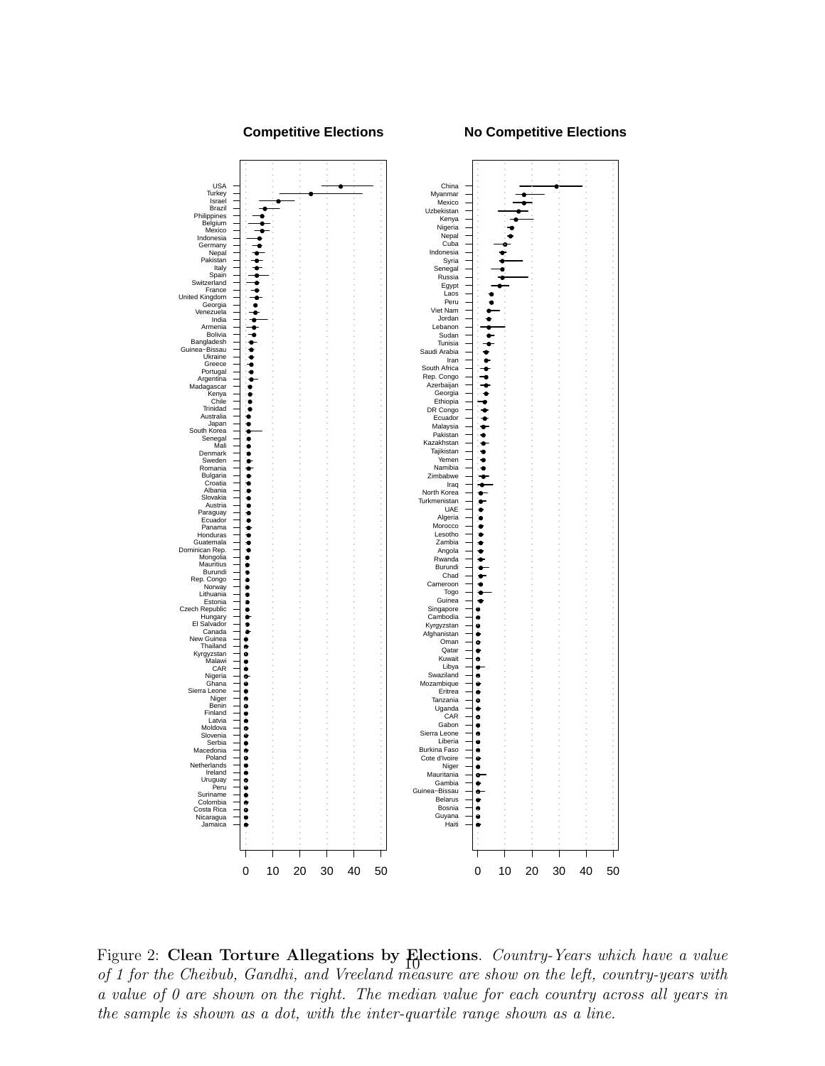**Competitive Elections**

**No Competitive Elections**

Figure 2: **Clean Torture Allegations by Elections**. *Country-Years which have a value of 1 for the Cheibub, Gandhi, and Vreeland measure are show on the left, country-years with a value of 0 are shown on the right. The median value for each country across all years in the sample is shown as a dot, with the inter-quartile range shown as a line.*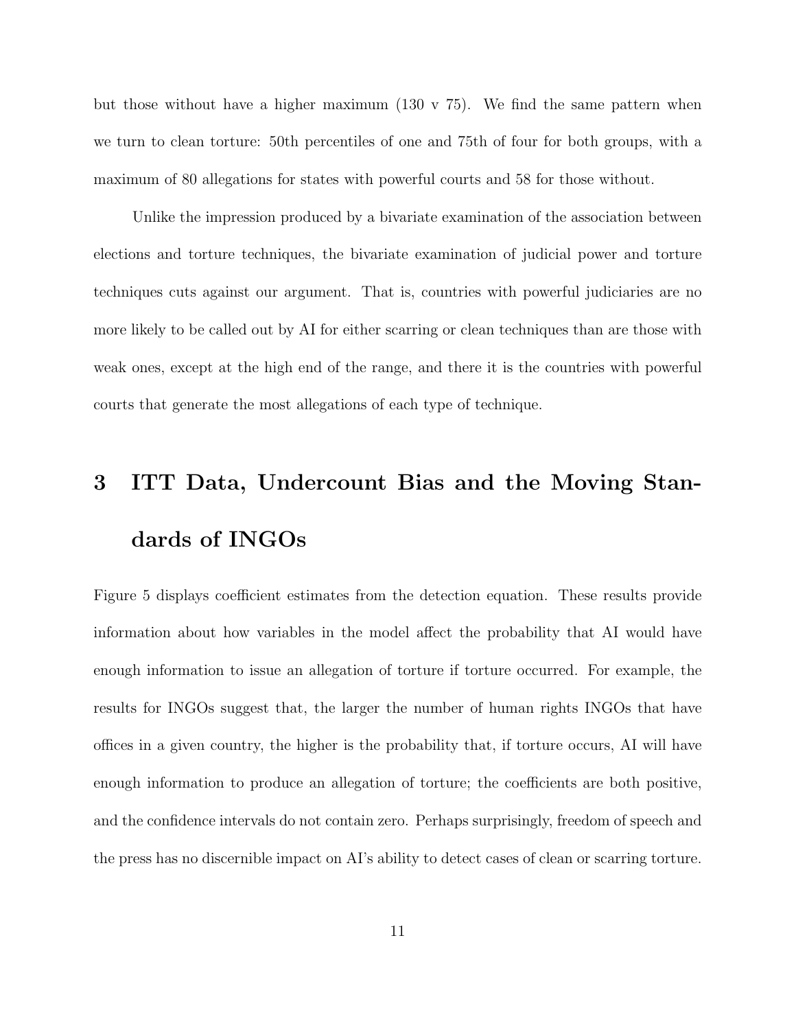but those without have a higher maximum (130 v 75). We find the same pattern when we turn to clean torture: 50th percentiles of one and 75th of four for both groups, with a maximum of 80 allegations for states with powerful courts and 58 for those without.

Unlike the impression produced by a bivariate examination of the association between elections and torture techniques, the bivariate examination of judicial power and torture techniques cuts against our argument. That is, countries with powerful judiciaries are no more likely to be called out by AI for either scarring or clean techniques than are those with weak ones, except at the high end of the range, and there it is the countries with powerful courts that generate the most allegations of each type of technique.

# 3 ITT Data, Undercount Bias and the Moving Standards of INGOs

Figure 5 displays coefficient estimates from the detection equation. These results provide information about how variables in the model affect the probability that AI would have enough information to issue an allegation of torture if torture occurred. For example, the results for INGOs suggest that, the larger the number of human rights INGOs that have offices in a given country, the higher is the probability that, if torture occurs, AI will have enough information to produce an allegation of torture; the coefficients are both positive, and the confidence intervals do not contain zero. Perhaps surprisingly, freedom of speech and the press has no discernible impact on AI's ability to detect cases of clean or scarring torture.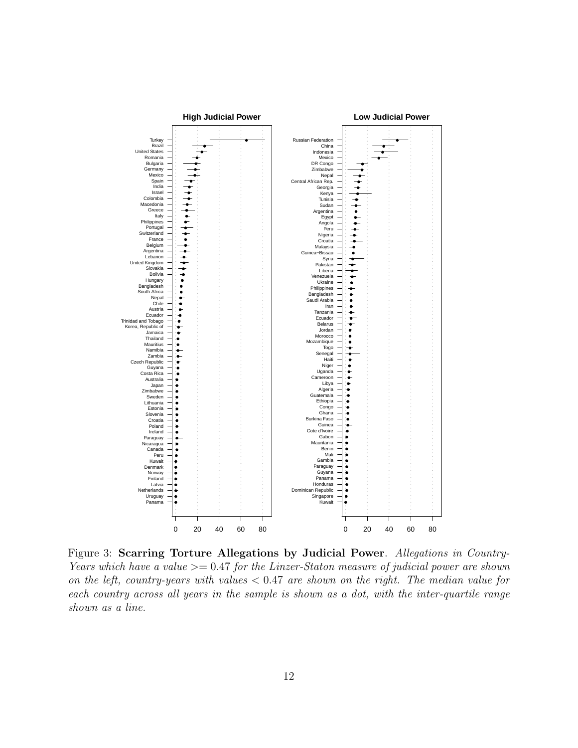**High Judicial Power**

Turkey
Brazil
United States
Romania
Bulgaria
Germany
Mexico
Spain
India
Israel
Colombia
Macedonia
Greece
Italy
Philippines
Portugal
Switzerland
France
Belgium
Argentina
Lebanon
United Kingdom
Slovakia
Bolivia
Hungary
Bangladesh
South Africa
Nepal
Chile
Austria
Ecuador
Trinidad and Tobago
Korea, Republic of
Jamaica
Thailand
Mauritius
Namibia
Zambia
Czech Republic
Guyana
Costa Rica
Australia
Japan
Zimbabwe
Sweden
Lithuania
Estonia
Slovenia
Croatia
Poland
Ireland
Paraguay
Nicaragua
Canada
Peru
Kuwait
Denmark
Norway
Finland
Latvia
Netherlands
Uruguay
Panama

0 20 40 60 80

**Low Judicial Power**

Russian Federation
China
Indonesia
Mexico
DR Congo
Zimbabwe
Nepal
Central African Rep.
Georgia
Kenya
Tunisia
Sudan
Argentina
Egypt
Angola
Peru
Nigeria
Croatia
Malaysia
Guinea−Bissau
Syria
Pakistan
Liberia
Venezuela
Ukraine
Philippines
Bangladesh
Saudi Arabia
Iran
Tanzania
Ecuador
Belarus
Jordan
Morocco
Mozambique
Togo
Senegal
Haiti
Niger
Uganda
Cameroon
Libya
Algeria
Guatemala
Ethiopia
Congo
Ghana
Burkina Faso
Guinea
Cote d'Ivoire
Gabon
Mauritania
Benin
Mali
Gambia
Paraguay
Guyana
Panama
Honduras
Dominican Republic
Singapore
Kuwait

0 20 40 60 80

Figure 3: **Scarring Torture Allegations by Judicial Power**. *Allegations in Country-Years which have a value* $>= 0.47$ *for the Linzer-Staton measure of judicial power are shown on the left, country-years with values* $< 0.47$ *are shown on the right. The median value for each country across all years in the sample is shown as a dot, with the inter-quartile range shown as a line.*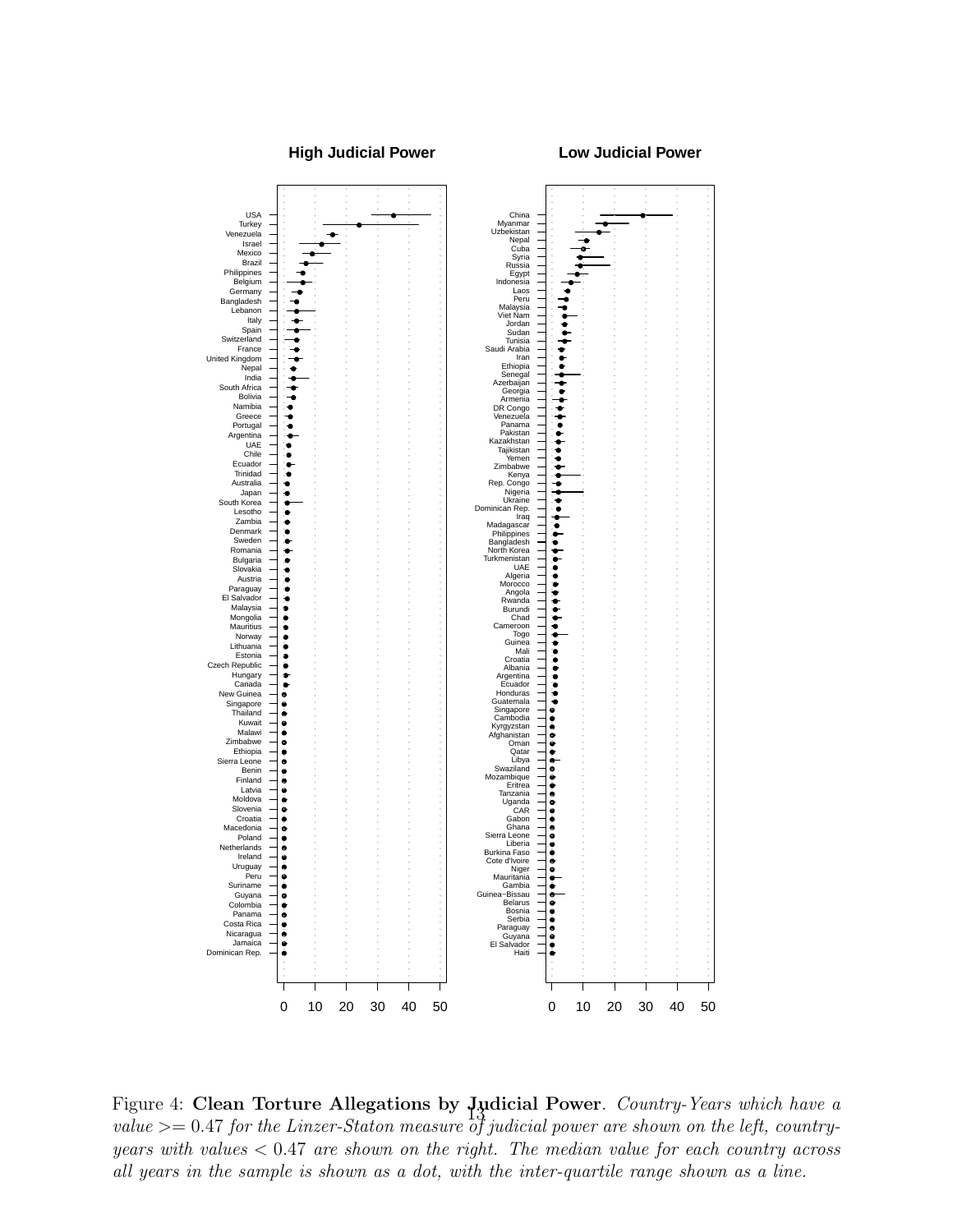Figure 4: **Clean Torture Allegations by Judicial Power**. *Country-Years which have a value >= 0.47 for the Linzer-Staton measure of judicial power are shown on the left, country-years with values < 0.47 are shown on the right. The median value for each country across all years in the sample is shown as a dot, with the inter-quartile range shown as a line.*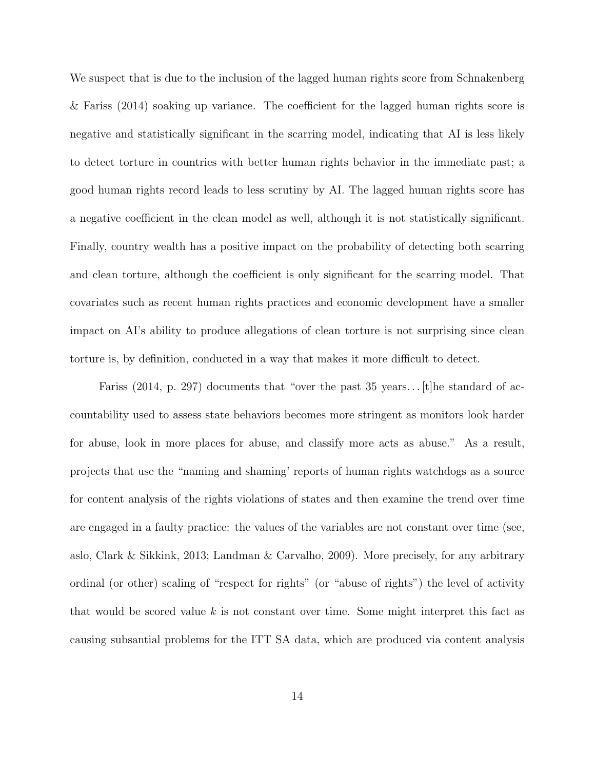We suspect that is due to the inclusion of the lagged human rights score from Schnakenberg & Fariss (2014) soaking up variance. The coefficient for the lagged human rights score is negative and statistically significant in the scarring model, indicating that AI is less likely to detect torture in countries with better human rights behavior in the immediate past; a good human rights record leads to less scrutiny by AI. The lagged human rights score has a negative coefficient in the clean model as well, although it is not statistically significant. Finally, country wealth has a positive impact on the probability of detecting both scarring and clean torture, although the coefficient is only significant for the scarring model. That covariates such as recent human rights practices and economic development have a smaller impact on AI's ability to produce allegations of clean torture is not surprising since clean torture is, by definition, conducted in a way that makes it more difficult to detect.

Fariss (2014, p. 297) documents that "over the past 35 years…[t]he standard of accountability used to assess state behaviors becomes more stringent as monitors look harder for abuse, look in more places for abuse, and classify more acts as abuse." As a result, projects that use the "naming and shaming' reports of human rights watchdogs as a source for content analysis of the rights violations of states and then examine the trend over time are engaged in a faulty practice: the values of the variables are not constant over time (see, aslo, Clark & Sikkink, 2013; Landman & Carvalho, 2009). More precisely, for any arbitrary ordinal (or other) scaling of "respect for rights" (or "abuse of rights") the level of activity that would be scored value $k$ is not constant over time. Some might interpret this fact as causing subsantial problems for the ITT SA data, which are produced via content analysis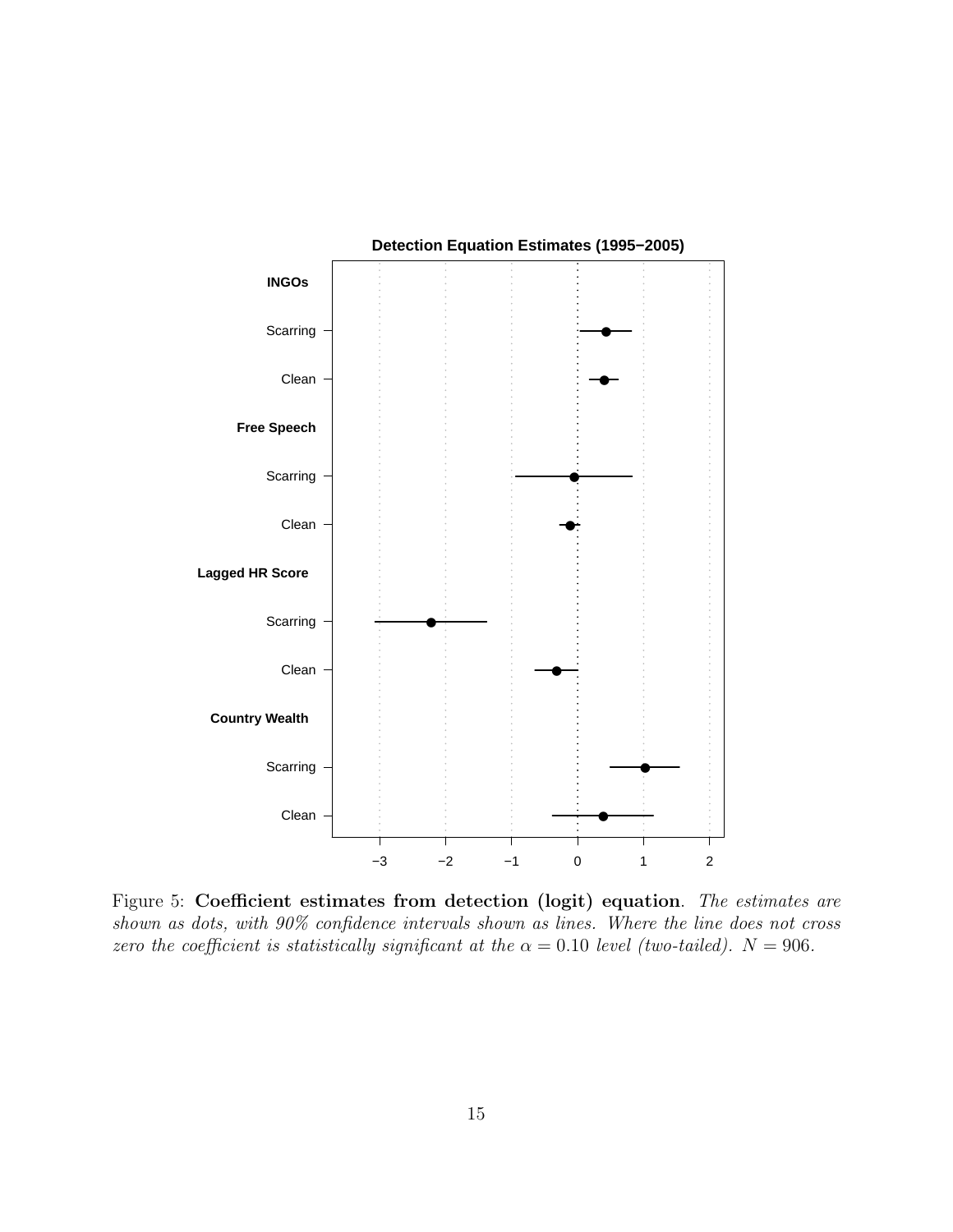Figure 5: **Coefficient estimates from detection (logit) equation**. *The estimates are shown as dots, with 90% confidence intervals shown as lines. Where the line does not cross zero the coefficient is statistically significant at the $\alpha = 0.10$ level (two-tailed). $N = 906$.*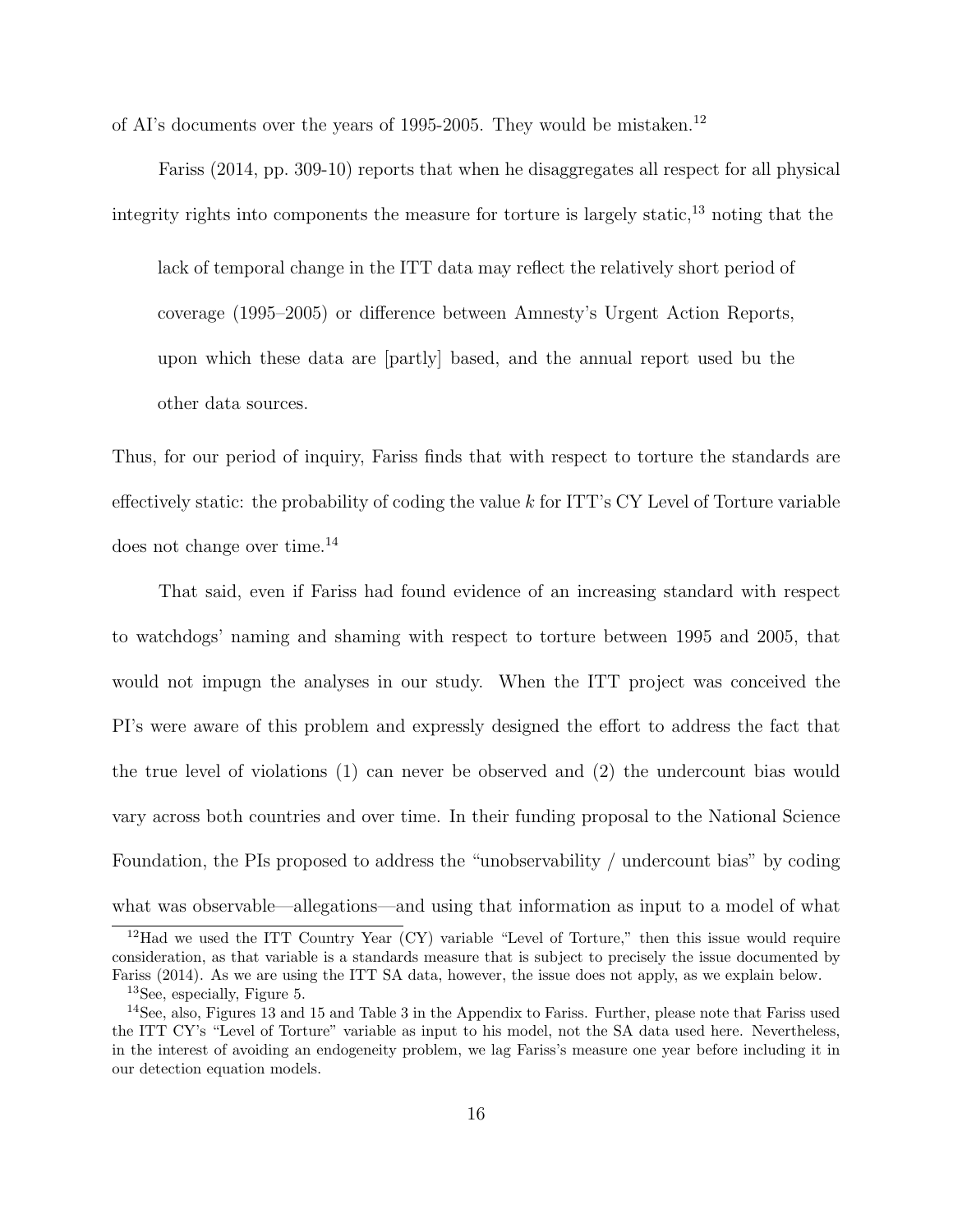of AI's documents over the years of 1995-2005. They would be mistaken.[12]

Fariss (2014, pp. 309-10) reports that when he disaggregates all respect for all physical integrity rights into components the measure for torture is largely static,[13] noting that the

> lack of temporal change in the ITT data may reflect the relatively short period of coverage (1995–2005) or difference between Amnesty's Urgent Action Reports, upon which these data are [partly] based, and the annual report used bu the other data sources.

Thus, for our period of inquiry, Fariss finds that with respect to torture the standards are effectively static: the probability of coding the value $k$ for ITT's CY Level of Torture variable does not change over time.[14]

That said, even if Fariss had found evidence of an increasing standard with respect to watchdogs' naming and shaming with respect to torture between 1995 and 2005, that would not impugn the analyses in our study. When the ITT project was conceived the PI's were aware of this problem and expressly designed the effort to address the fact that the true level of violations (1) can never be observed and (2) the undercount bias would vary across both countries and over time. In their funding proposal to the National Science Foundation, the PIs proposed to address the "unobservability / undercount bias" by coding what was observable—allegations—and using that information as input to a model of what

---

[12] Had we used the ITT Country Year (CY) variable "Level of Torture," then this issue would require consideration, as that variable is a standards measure that is subject to precisely the issue documented by Fariss (2014). As we are using the ITT SA data, however, the issue does not apply, as we explain below.

[13] See, especially, Figure 5.

[14] See, also, Figures 13 and 15 and Table 3 in the Appendix to Fariss. Further, please note that Fariss used the ITT CY's "Level of Torture" variable as input to his model, not the SA data used here. Nevertheless, in the interest of avoiding an endogeneity problem, we lag Fariss's measure one year before including it in our detection equation models.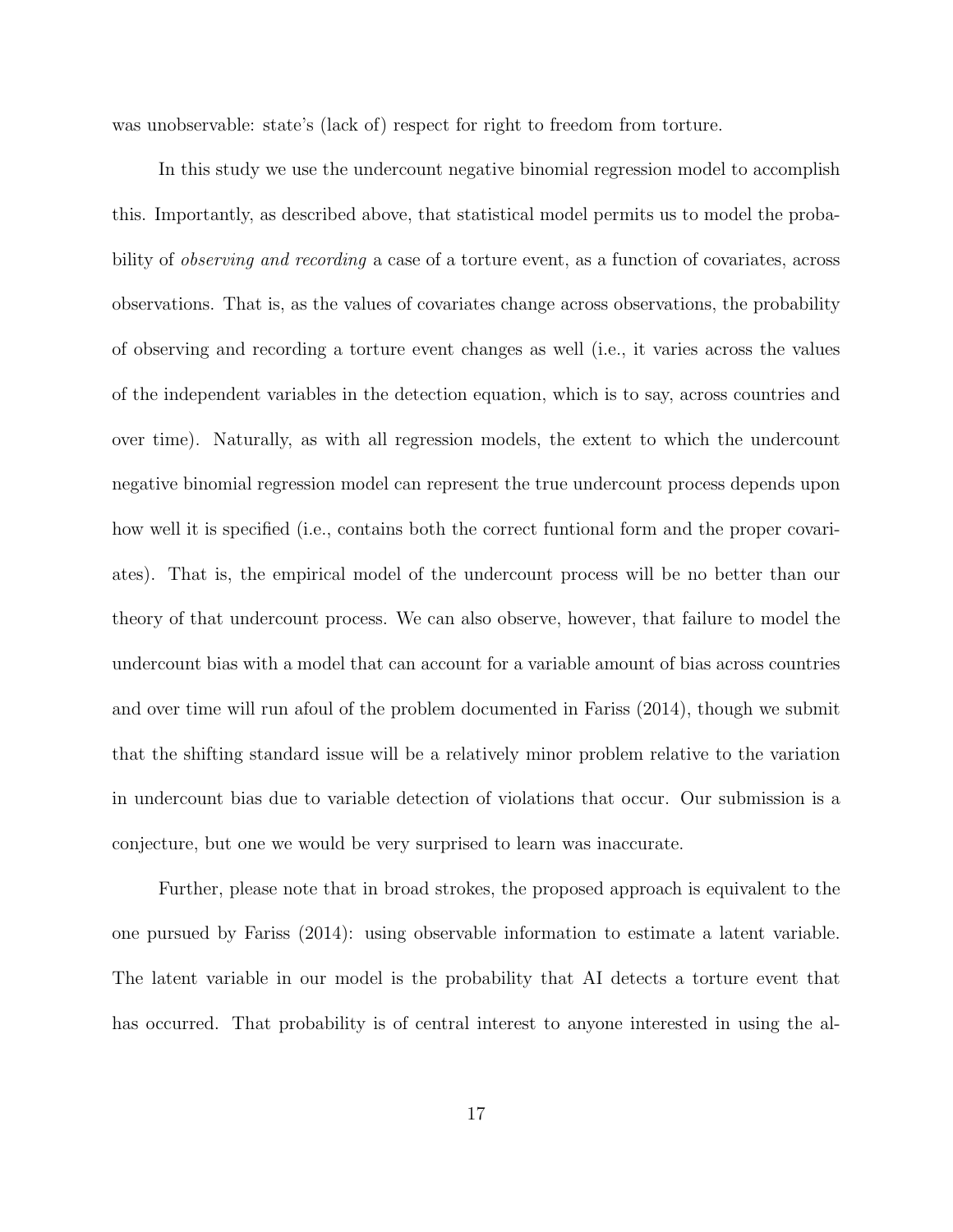was unobservable: state's (lack of) respect for right to freedom from torture.

In this study we use the undercount negative binomial regression model to accomplish this. Importantly, as described above, that statistical model permits us to model the probability of *observing and recording* a case of a torture event, as a function of covariates, across observations. That is, as the values of covariates change across observations, the probability of observing and recording a torture event changes as well (i.e., it varies across the values of the independent variables in the detection equation, which is to say, across countries and over time). Naturally, as with all regression models, the extent to which the undercount negative binomial regression model can represent the true undercount process depends upon how well it is specified (i.e., contains both the correct funtional form and the proper covariates). That is, the empirical model of the undercount process will be no better than our theory of that undercount process. We can also observe, however, that failure to model the undercount bias with a model that can account for a variable amount of bias across countries and over time will run afoul of the problem documented in Fariss (2014), though we submit that the shifting standard issue will be a relatively minor problem relative to the variation in undercount bias due to variable detection of violations that occur. Our submission is a conjecture, but one we would be very surprised to learn was inaccurate.

Further, please note that in broad strokes, the proposed approach is equivalent to the one pursued by Fariss (2014): using observable information to estimate a latent variable. The latent variable in our model is the probability that AI detects a torture event that has occurred. That probability is of central interest to anyone interested in using the al-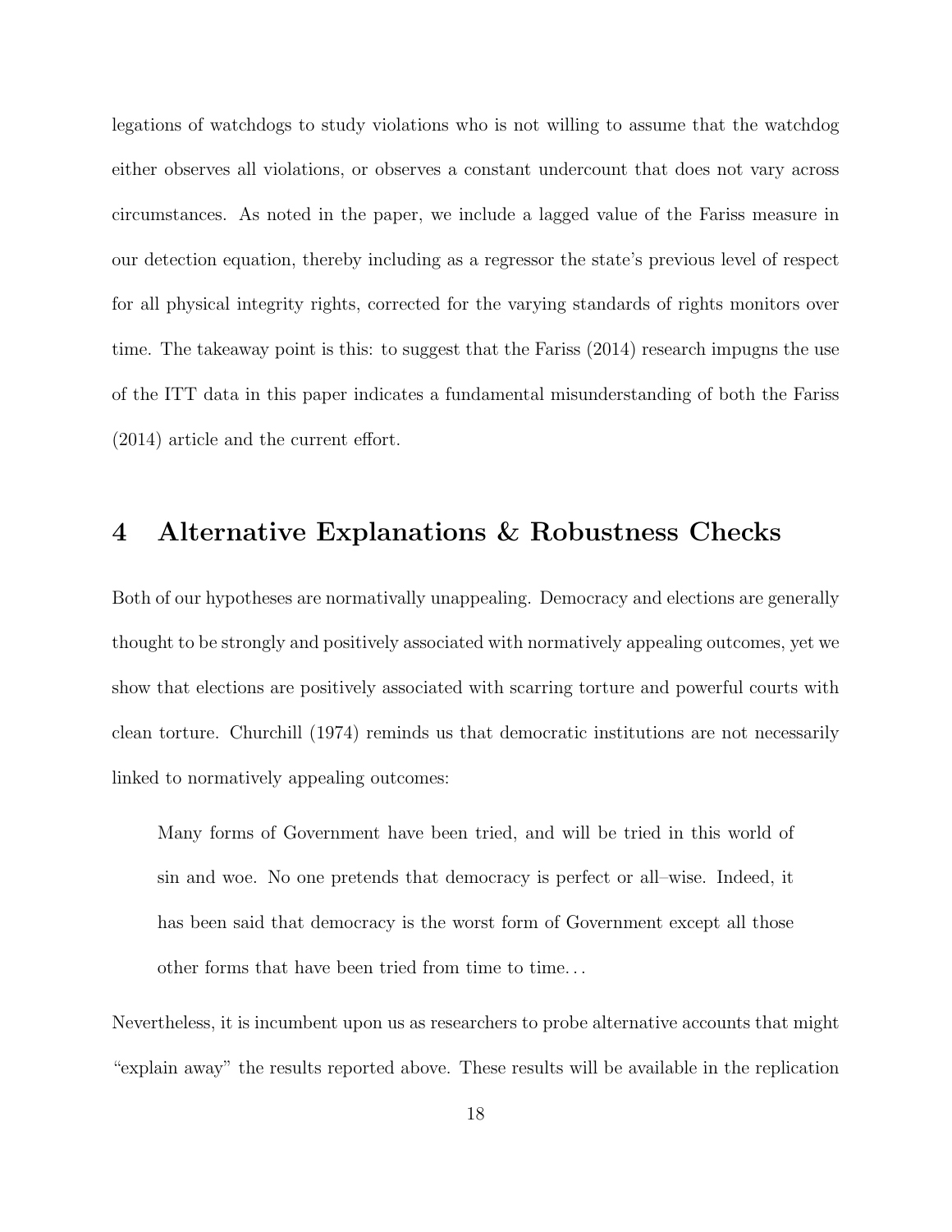legations of watchdogs to study violations who is not willing to assume that the watchdog either observes all violations, or observes a constant undercount that does not vary across circumstances. As noted in the paper, we include a lagged value of the Fariss measure in our detection equation, thereby including as a regressor the state's previous level of respect for all physical integrity rights, corrected for the varying standards of rights monitors over time. The takeaway point is this: to suggest that the Fariss (2014) research impugns the use of the ITT data in this paper indicates a fundamental misunderstanding of both the Fariss (2014) article and the current effort.

# 4 Alternative Explanations & Robustness Checks

Both of our hypotheses are normatively unappealing. Democracy and elections are generally thought to be strongly and positively associated with normatively appealing outcomes, yet we show that elections are positively associated with scarring torture and powerful courts with clean torture. Churchill (1974) reminds us that democratic institutions are not necessarily linked to normatively appealing outcomes:

> Many forms of Government have been tried, and will be tried in this world of sin and woe. No one pretends that democracy is perfect or all–wise. Indeed, it has been said that democracy is the worst form of Government except all those other forms that have been tried from time to time...

Nevertheless, it is incumbent upon us as researchers to probe alternative accounts that might "explain away" the results reported above. These results will be available in the replication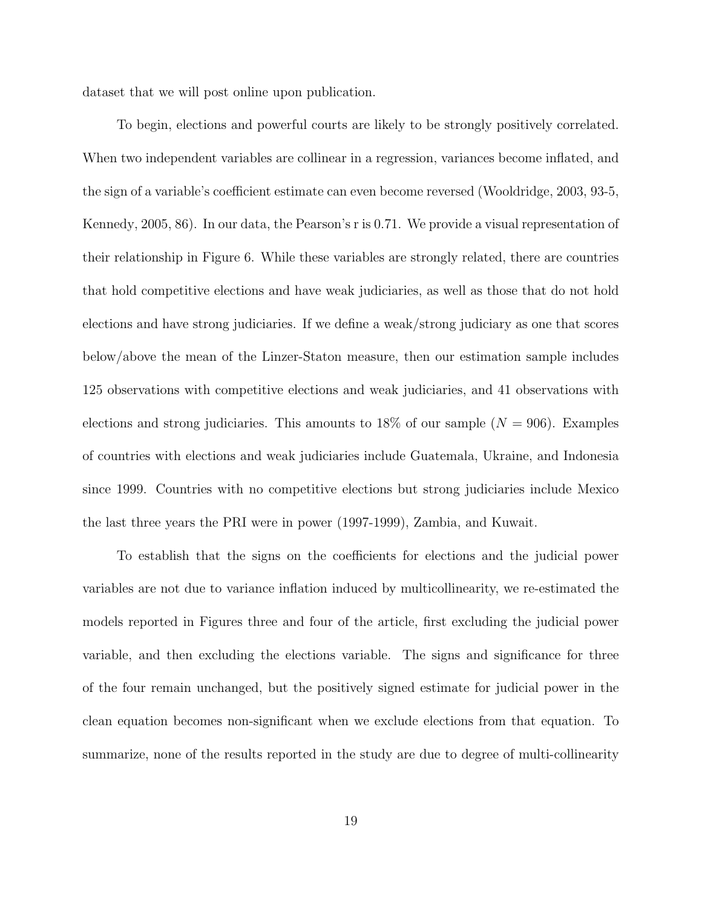dataset that we will post online upon publication.

To begin, elections and powerful courts are likely to be strongly positively correlated. When two independent variables are collinear in a regression, variances become inflated, and the sign of a variable's coefficient estimate can even become reversed (Wooldridge, 2003, 93-5, Kennedy, 2005, 86). In our data, the Pearson's r is 0.71. We provide a visual representation of their relationship in Figure 6. While these variables are strongly related, there are countries that hold competitive elections and have weak judiciaries, as well as those that do not hold elections and have strong judiciaries. If we define a weak/strong judiciary as one that scores below/above the mean of the Linzer-Staton measure, then our estimation sample includes 125 observations with competitive elections and weak judiciaries, and 41 observations with elections and strong judiciaries. This amounts to 18% of our sample ($N = 906$). Examples of countries with elections and weak judiciaries include Guatemala, Ukraine, and Indonesia since 1999. Countries with no competitive elections but strong judiciaries include Mexico the last three years the PRI were in power (1997-1999), Zambia, and Kuwait.

To establish that the signs on the coefficients for elections and the judicial power variables are not due to variance inflation induced by multicollinearity, we re-estimated the models reported in Figures three and four of the article, first excluding the judicial power variable, and then excluding the elections variable. The signs and significance for three of the four remain unchanged, but the positively signed estimate for judicial power in the clean equation becomes non-significant when we exclude elections from that equation. To summarize, none of the results reported in the study are due to degree of multi-collinearity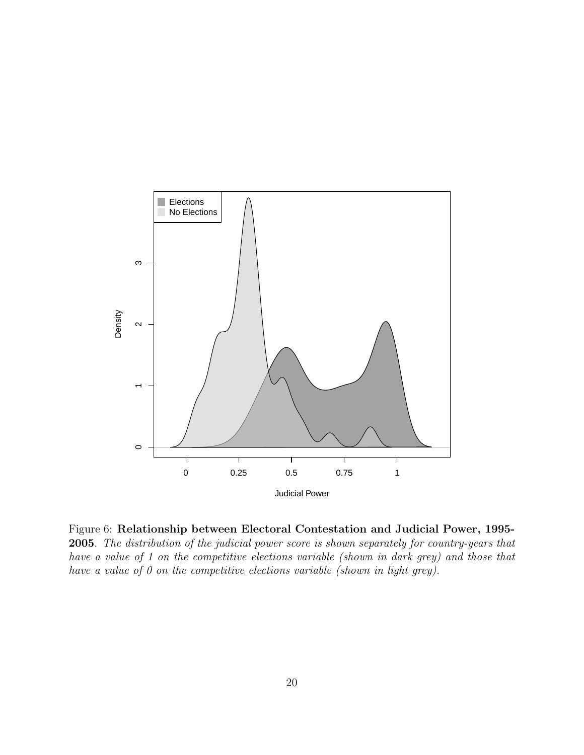Figure 6: **Relationship between Electoral Contestation and Judicial Power, 1995-2005**. *The distribution of the judicial power score is shown separately for country-years that have a value of 1 on the competitive elections variable (shown in dark grey) and those that have a value of 0 on the competitive elections variable (shown in light grey).*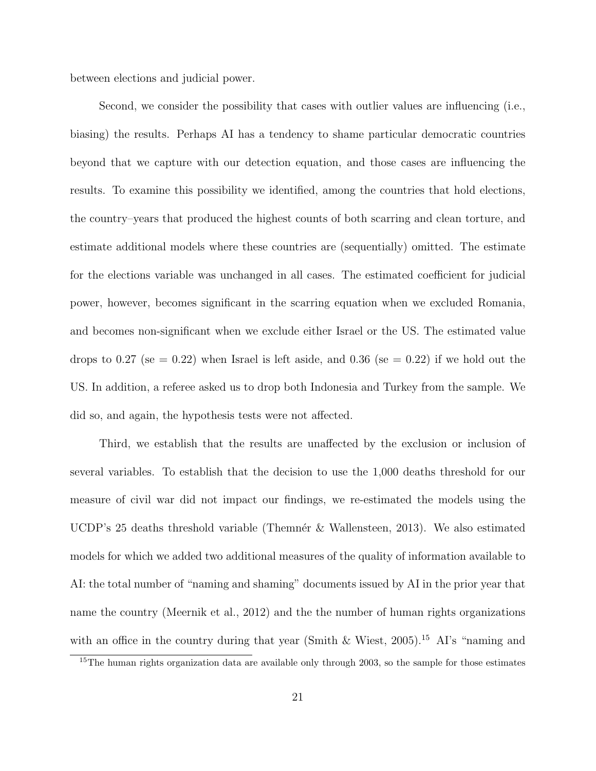between elections and judicial power.

Second, we consider the possibility that cases with outlier values are influencing (i.e., biasing) the results. Perhaps AI has a tendency to shame particular democratic countries beyond that we capture with our detection equation, and those cases are influencing the results. To examine this possibility we identified, among the countries that hold elections, the country–years that produced the highest counts of both scarring and clean torture, and estimate additional models where these countries are (sequentially) omitted. The estimate for the elections variable was unchanged in all cases. The estimated coefficient for judicial power, however, becomes significant in the scarring equation when we excluded Romania, and becomes non-significant when we exclude either Israel or the US. The estimated value drops to 0.27 (se = 0.22) when Israel is left aside, and 0.36 (se = 0.22) if we hold out the US. In addition, a referee asked us to drop both Indonesia and Turkey from the sample. We did so, and again, the hypothesis tests were not affected.

Third, we establish that the results are unaffected by the exclusion or inclusion of several variables. To establish that the decision to use the 1,000 deaths threshold for our measure of civil war did not impact our findings, we re-estimated the models using the UCDP's 25 deaths threshold variable (Themnér & Wallensteen, 2013). We also estimated models for which we added two additional measures of the quality of information available to AI: the total number of "naming and shaming" documents issued by AI in the prior year that name the country (Meernik et al., 2012) and the the number of human rights organizations with an office in the country during that year (Smith & Wiest, 2005).[15] AI's "naming and

[15] The human rights organization data are available only through 2003, so the sample for those estimates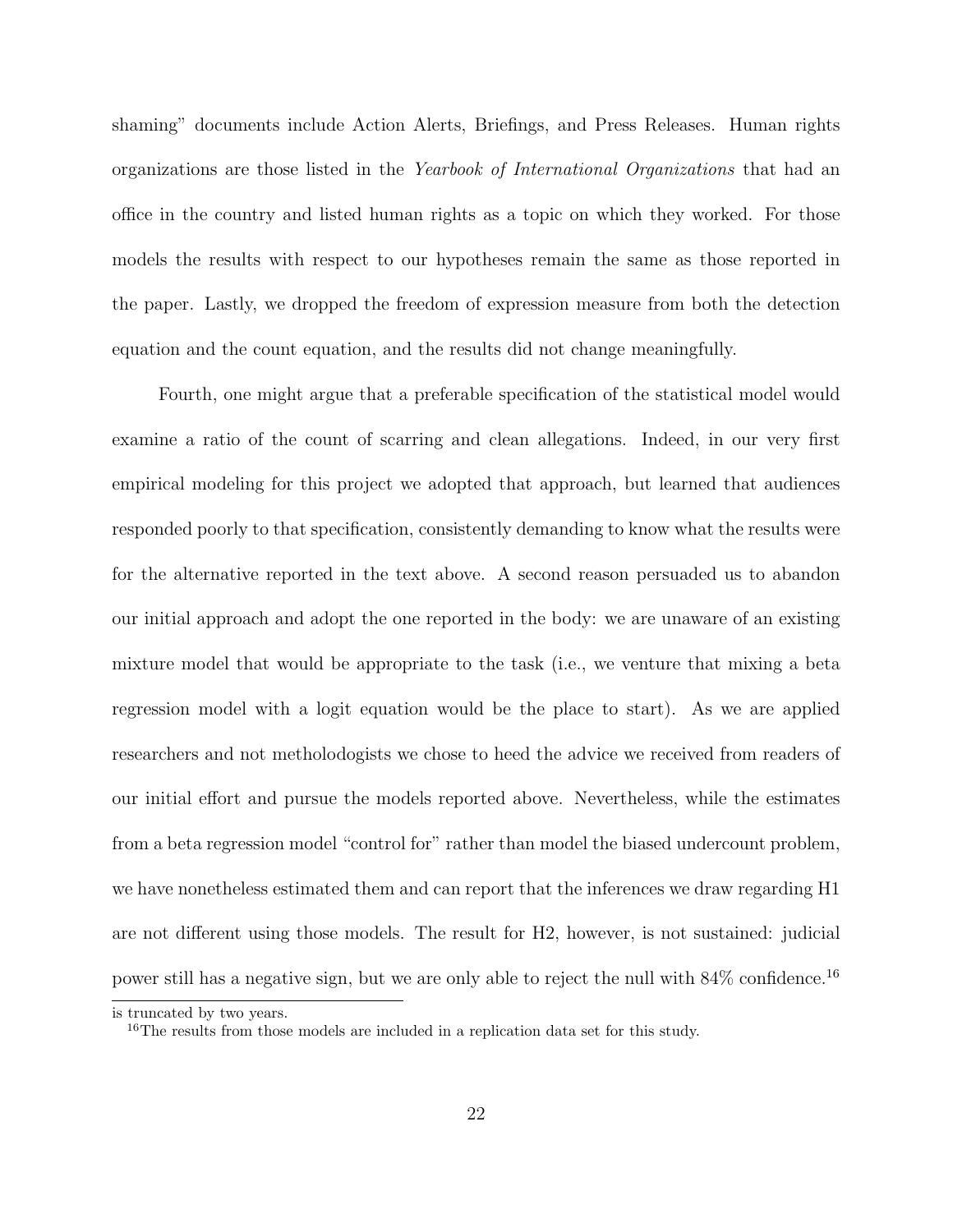shaming" documents include Action Alerts, Briefings, and Press Releases. Human rights organizations are those listed in the *Yearbook of International Organizations* that had an office in the country and listed human rights as a topic on which they worked. For those models the results with respect to our hypotheses remain the same as those reported in the paper. Lastly, we dropped the freedom of expression measure from both the detection equation and the count equation, and the results did not change meaningfully.

Fourth, one might argue that a preferable specification of the statistical model would examine a ratio of the count of scarring and clean allegations. Indeed, in our very first empirical modeling for this project we adopted that approach, but learned that audiences responded poorly to that specification, consistently demanding to know what the results were for the alternative reported in the text above. A second reason persuaded us to abandon our initial approach and adopt the one reported in the body: we are unaware of an existing mixture model that would be appropriate to the task (i.e., we venture that mixing a beta regression model with a logit equation would be the place to start). As we are applied researchers and not metholodogists we chose to heed the advice we received from readers of our initial effort and pursue the models reported above. Nevertheless, while the estimates from a beta regression model "control for" rather than model the biased undercount problem, we have nonetheless estimated them and can report that the inferences we draw regarding H1 are not different using those models. The result for H2, however, is not sustained: judicial power still has a negative sign, but we are only able to reject the null with 84% confidence.[16]

is truncated by two years.

[16] The results from those models are included in a replication data set for this study.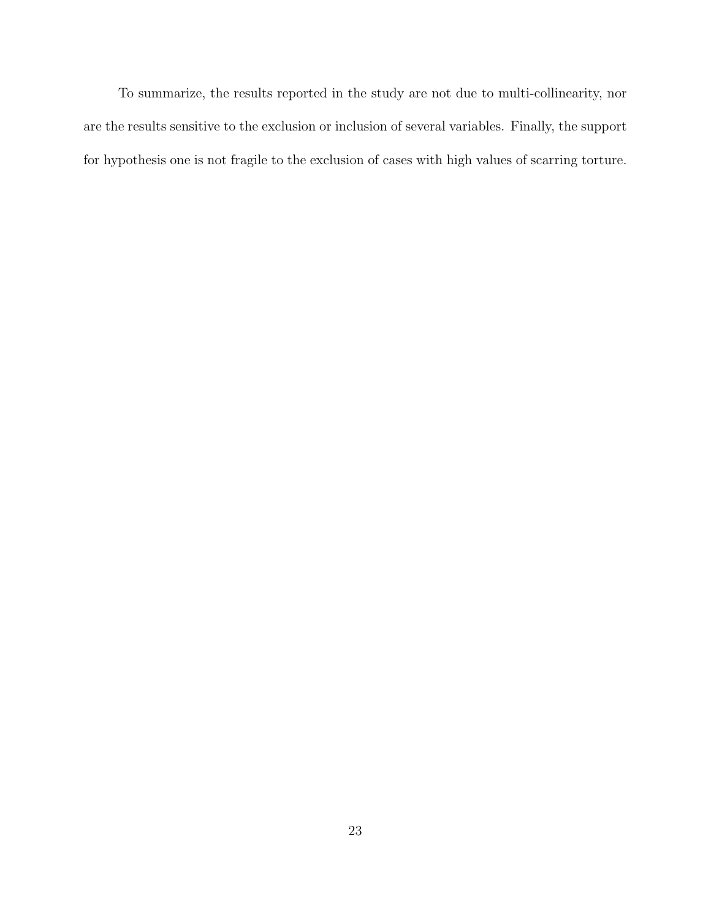To summarize, the results reported in the study are not due to multi-collinearity, nor are the results sensitive to the exclusion or inclusion of several variables. Finally, the support for hypothesis one is not fragile to the exclusion of cases with high values of scarring torture.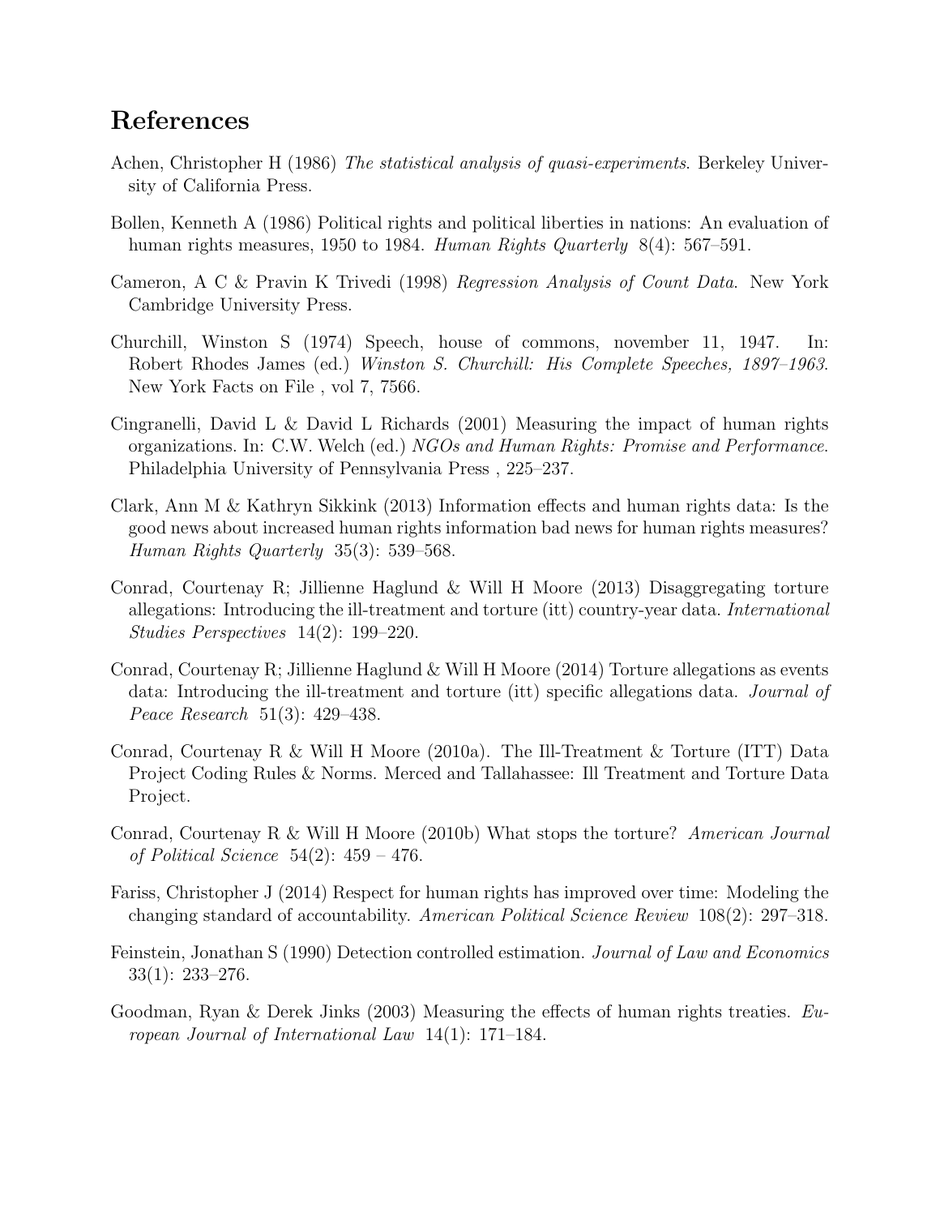## References

Achen, Christopher H (1986) *The statistical analysis of quasi-experiments*. Berkeley University of California Press.

Bollen, Kenneth A (1986) Political rights and political liberties in nations: An evaluation of human rights measures, 1950 to 1984. *Human Rights Quarterly* 8(4): 567–591.

Cameron, A C & Pravin K Trivedi (1998) *Regression Analysis of Count Data*. New York Cambridge University Press.

Churchill, Winston S (1974) Speech, house of commons, november 11, 1947. In: Robert Rhodes James (ed.) *Winston S. Churchill: His Complete Speeches, 1897–1963*. New York Facts on File , vol 7, 7566.

Cingranelli, David L & David L Richards (2001) Measuring the impact of human rights organizations. In: C.W. Welch (ed.) *NGOs and Human Rights: Promise and Performance*. Philadelphia University of Pennsylvania Press , 225–237.

Clark, Ann M & Kathryn Sikkink (2013) Information effects and human rights data: Is the good news about increased human rights information bad news for human rights measures? *Human Rights Quarterly* 35(3): 539–568.

Conrad, Courtenay R; Jillienne Haglund & Will H Moore (2013) Disaggregating torture allegations: Introducing the ill-treatment and torture (itt) country-year data. *International Studies Perspectives* 14(2): 199–220.

Conrad, Courtenay R; Jillienne Haglund & Will H Moore (2014) Torture allegations as events data: Introducing the ill-treatment and torture (itt) specific allegations data. *Journal of Peace Research* 51(3): 429–438.

Conrad, Courtenay R & Will H Moore (2010a). The Ill-Treatment & Torture (ITT) Data Project Coding Rules & Norms. Merced and Tallahassee: Ill Treatment and Torture Data Project.

Conrad, Courtenay R & Will H Moore (2010b) What stops the torture? *American Journal of Political Science* 54(2): 459 – 476.

Fariss, Christopher J (2014) Respect for human rights has improved over time: Modeling the changing standard of accountability. *American Political Science Review* 108(2): 297–318.

Feinstein, Jonathan S (1990) Detection controlled estimation. *Journal of Law and Economics* 33(1): 233–276.

Goodman, Ryan & Derek Jinks (2003) Measuring the effects of human rights treaties. *European Journal of International Law* 14(1): 171–184.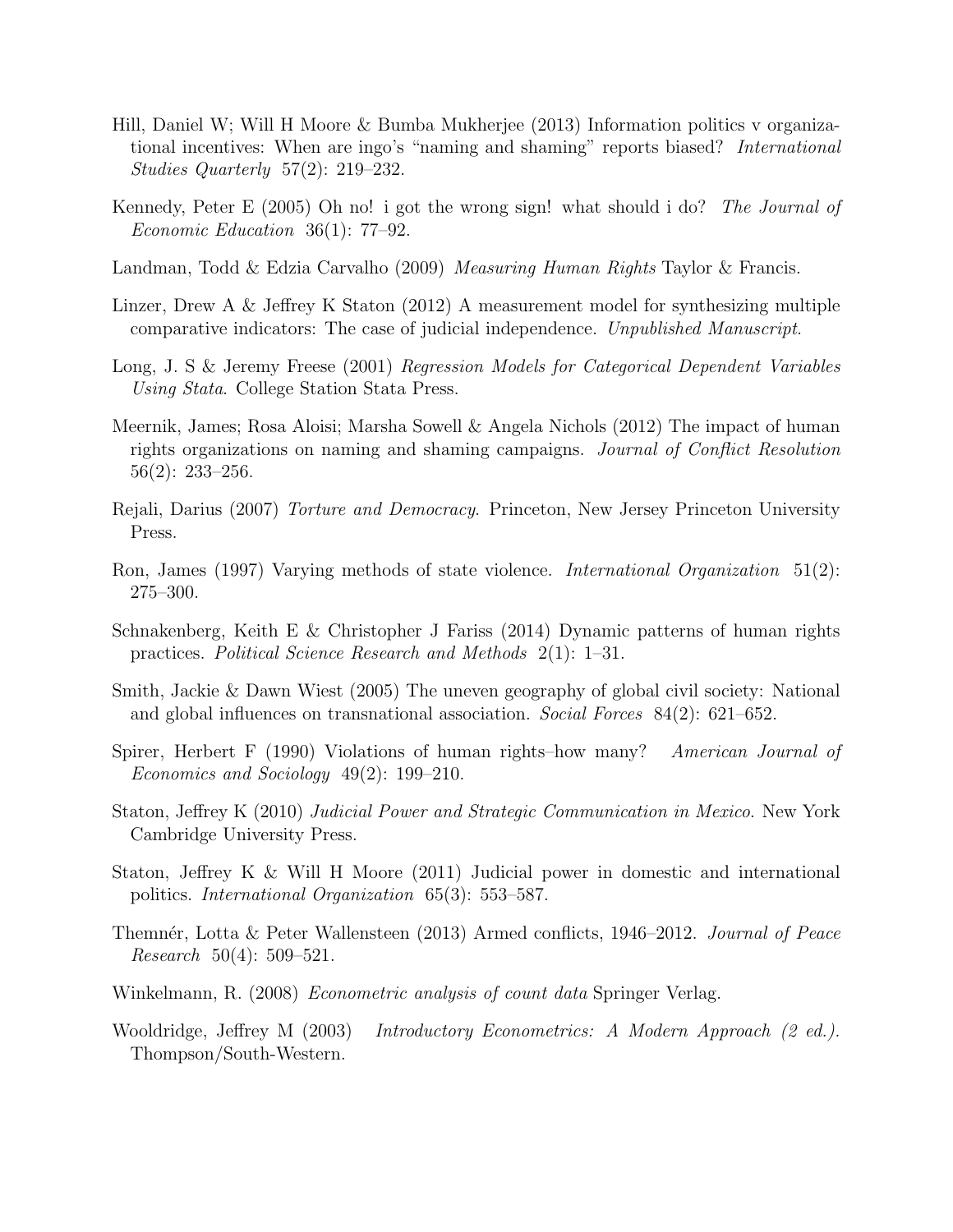Hill, Daniel W; Will H Moore & Bumba Mukherjee (2013) Information politics v organizational incentives: When are ingo's "naming and shaming" reports biased? *International Studies Quarterly* 57(2): 219–232.

Kennedy, Peter E (2005) Oh no! i got the wrong sign! what should i do? *The Journal of Economic Education* 36(1): 77–92.

Landman, Todd & Edzia Carvalho (2009) *Measuring Human Rights* Taylor & Francis.

Linzer, Drew A & Jeffrey K Staton (2012) A measurement model for synthesizing multiple comparative indicators: The case of judicial independence. *Unpublished Manuscript*.

Long, J. S & Jeremy Freese (2001) *Regression Models for Categorical Dependent Variables Using Stata*. College Station Stata Press.

Meernik, James; Rosa Aloisi; Marsha Sowell & Angela Nichols (2012) The impact of human rights organizations on naming and shaming campaigns. *Journal of Conflict Resolution* 56(2): 233–256.

Rejali, Darius (2007) *Torture and Democracy*. Princeton, New Jersey Princeton University Press.

Ron, James (1997) Varying methods of state violence. *International Organization* 51(2): 275–300.

Schnakenberg, Keith E & Christopher J Fariss (2014) Dynamic patterns of human rights practices. *Political Science Research and Methods* 2(1): 1–31.

Smith, Jackie & Dawn Wiest (2005) The uneven geography of global civil society: National and global influences on transnational association. *Social Forces* 84(2): 621–652.

Spirer, Herbert F (1990) Violations of human rights–how many? *American Journal of Economics and Sociology* 49(2): 199–210.

Staton, Jeffrey K (2010) *Judicial Power and Strategic Communication in Mexico*. New York Cambridge University Press.

Staton, Jeffrey K & Will H Moore (2011) Judicial power in domestic and international politics. *International Organization* 65(3): 553–587.

Themnér, Lotta & Peter Wallensteen (2013) Armed conflicts, 1946–2012. *Journal of Peace Research* 50(4): 509–521.

Winkelmann, R. (2008) *Econometric analysis of count data* Springer Verlag.

Wooldridge, Jeffrey M (2003) *Introductory Econometrics: A Modern Approach (2 ed.)*. Thompson/South-Western.